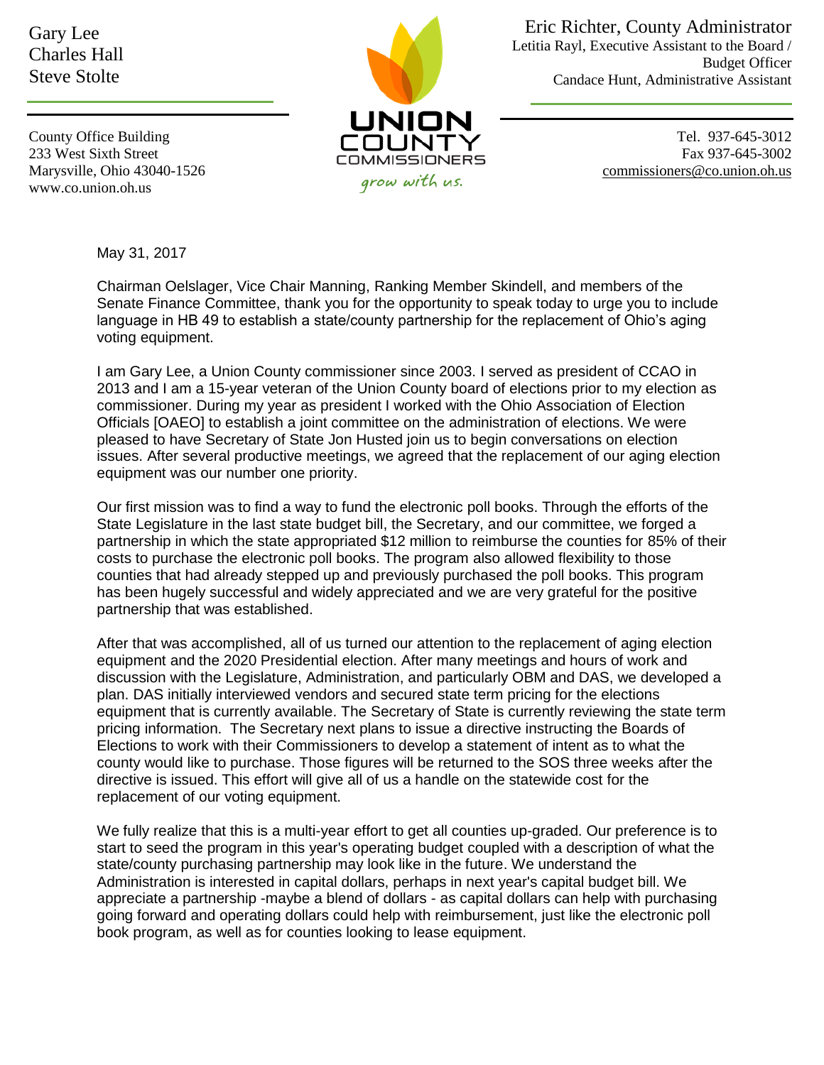Gary Lee
Charles Hall
Steve Stolte

County Office Building
233 West Sixth Street
Marysville, Ohio 43040-1526
www.co.union.oh.us

UNION COUNTY COMMISSIONERS
grow with us.

Eric Richter, County Administrator
Letitia Rayl, Executive Assistant to the Board / Budget Officer
Candace Hunt, Administrative Assistant

Tel. 937-645-3012
Fax 937-645-3002
commissioners@co.union.oh.us

May 31, 2017

Chairman Oelslager, Vice Chair Manning, Ranking Member Skindell, and members of the Senate Finance Committee, thank you for the opportunity to speak today to urge you to include language in HB 49 to establish a state/county partnership for the replacement of Ohio's aging voting equipment.

I am Gary Lee, a Union County commissioner since 2003. I served as president of CCAO in 2013 and I am a 15-year veteran of the Union County board of elections prior to my election as commissioner. During my year as president I worked with the Ohio Association of Election Officials [OAEO] to establish a joint committee on the administration of elections. We were pleased to have Secretary of State Jon Husted join us to begin conversations on election issues. After several productive meetings, we agreed that the replacement of our aging election equipment was our number one priority.

Our first mission was to find a way to fund the electronic poll books. Through the efforts of the State Legislature in the last state budget bill, the Secretary, and our committee, we forged a partnership in which the state appropriated $12 million to reimburse the counties for 85% of their costs to purchase the electronic poll books. The program also allowed flexibility to those counties that had already stepped up and previously purchased the poll books. This program has been hugely successful and widely appreciated and we are very grateful for the positive partnership that was established.

After that was accomplished, all of us turned our attention to the replacement of aging election equipment and the 2020 Presidential election. After many meetings and hours of work and discussion with the Legislature, Administration, and particularly OBM and DAS, we developed a plan. DAS initially interviewed vendors and secured state term pricing for the elections equipment that is currently available. The Secretary of State is currently reviewing the state term pricing information. The Secretary next plans to issue a directive instructing the Boards of Elections to work with their Commissioners to develop a statement of intent as to what the county would like to purchase. Those figures will be returned to the SOS three weeks after the directive is issued. This effort will give all of us a handle on the statewide cost for the replacement of our voting equipment.

We fully realize that this is a multi-year effort to get all counties up-graded. Our preference is to start to seed the program in this year's operating budget coupled with a description of what the state/county purchasing partnership may look like in the future. We understand the Administration is interested in capital dollars, perhaps in next year's capital budget bill. We appreciate a partnership -maybe a blend of dollars - as capital dollars can help with purchasing going forward and operating dollars could help with reimbursement, just like the electronic poll book program, as well as for counties looking to lease equipment.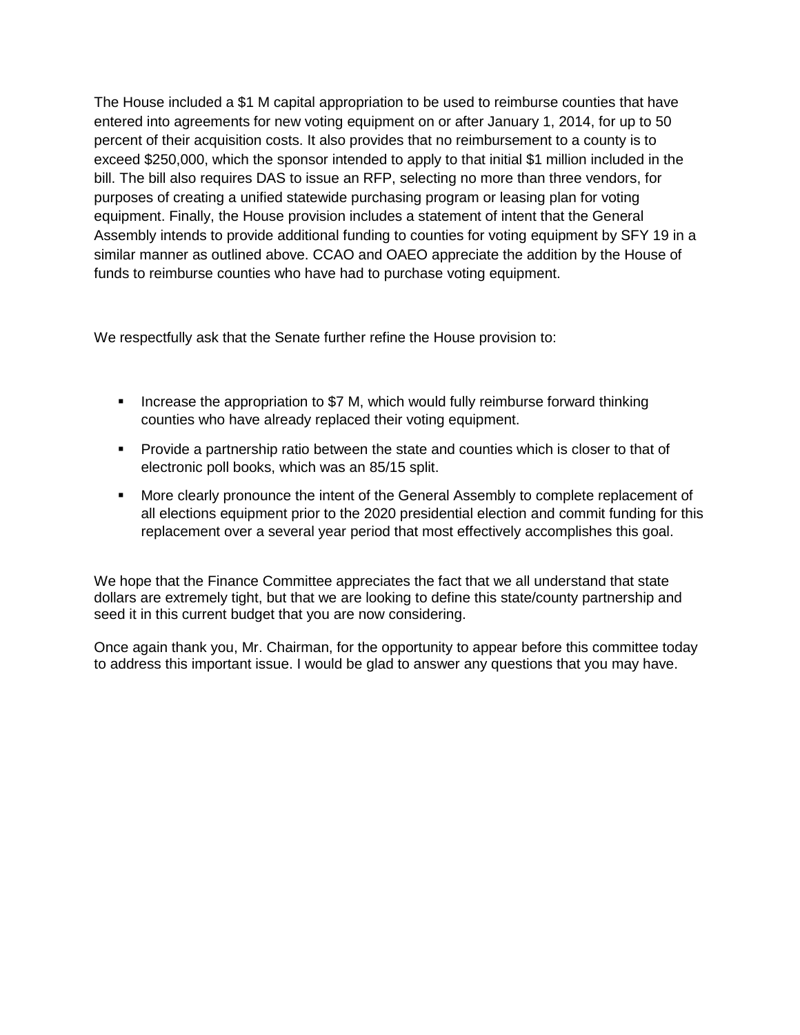The House included a $1 M capital appropriation to be used to reimburse counties that have entered into agreements for new voting equipment on or after January 1, 2014, for up to 50 percent of their acquisition costs. It also provides that no reimbursement to a county is to exceed $250,000, which the sponsor intended to apply to that initial $1 million included in the bill. The bill also requires DAS to issue an RFP, selecting no more than three vendors, for purposes of creating a unified statewide purchasing program or leasing plan for voting equipment. Finally, the House provision includes a statement of intent that the General Assembly intends to provide additional funding to counties for voting equipment by SFY 19 in a similar manner as outlined above. CCAO and OAEO appreciate the addition by the House of funds to reimburse counties who have had to purchase voting equipment.

We respectfully ask that the Senate further refine the House provision to:

- Increase the appropriation to $7 M, which would fully reimburse forward thinking counties who have already replaced their voting equipment.
- Provide a partnership ratio between the state and counties which is closer to that of electronic poll books, which was an 85/15 split.
- More clearly pronounce the intent of the General Assembly to complete replacement of all elections equipment prior to the 2020 presidential election and commit funding for this replacement over a several year period that most effectively accomplishes this goal.

We hope that the Finance Committee appreciates the fact that we all understand that state dollars are extremely tight, but that we are looking to define this state/county partnership and seed it in this current budget that you are now considering.

Once again thank you, Mr. Chairman, for the opportunity to appear before this committee today to address this important issue. I would be glad to answer any questions that you may have.